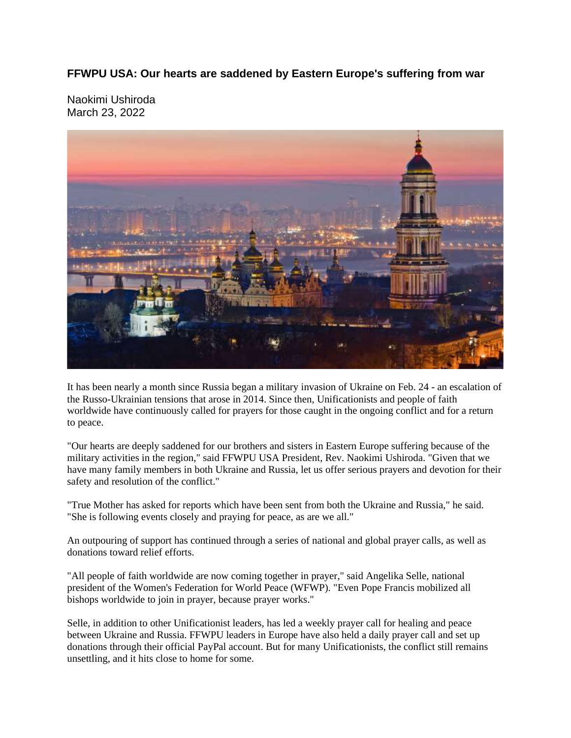### FFWPU USA: Our hearts are saddened by Eastern Europe's suffering from war

Naokimi Ushiroda
March 23, 2022

It has been nearly a month since Russia began a military invasion of Ukraine on Feb. 24 - an escalation of the Russo-Ukrainian tensions that arose in 2014. Since then, Unificationists and people of faith worldwide have continuously called for prayers for those caught in the ongoing conflict and for a return to peace.

"Our hearts are deeply saddened for our brothers and sisters in Eastern Europe suffering because of the military activities in the region," said FFWPU USA President, Rev. Naokimi Ushiroda. "Given that we have many family members in both Ukraine and Russia, let us offer serious prayers and devotion for their safety and resolution of the conflict."

"True Mother has asked for reports which have been sent from both the Ukraine and Russia," he said. "She is following events closely and praying for peace, as are we all."

An outpouring of support has continued through a series of national and global prayer calls, as well as donations toward relief efforts.

"All people of faith worldwide are now coming together in prayer," said Angelika Selle, national president of the Women's Federation for World Peace (WFWP). "Even Pope Francis mobilized all bishops worldwide to join in prayer, because prayer works."

Selle, in addition to other Unificationist leaders, has led a weekly prayer call for healing and peace between Ukraine and Russia. FFWPU leaders in Europe have also held a daily prayer call and set up donations through their official PayPal account. But for many Unificationists, the conflict still remains unsettling, and it hits close to home for some.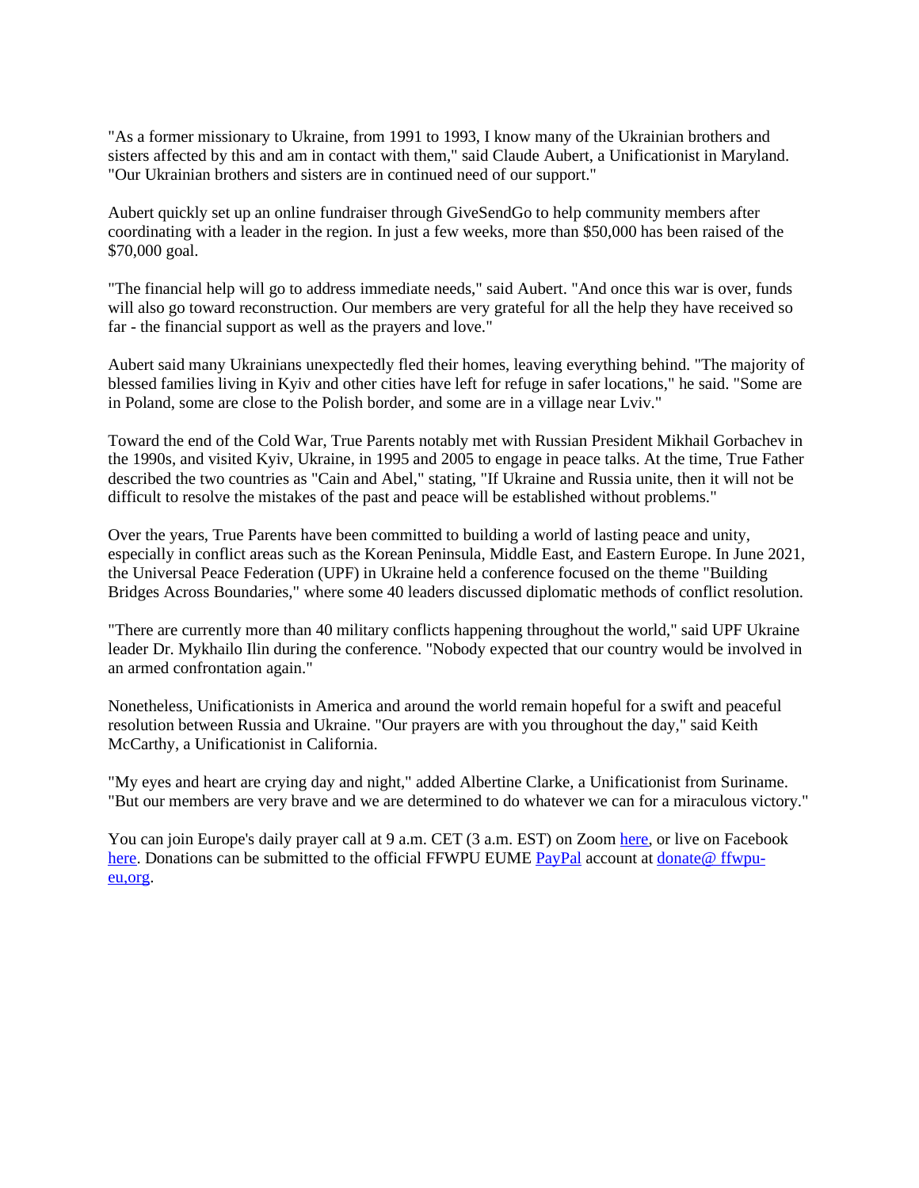"As a former missionary to Ukraine, from 1991 to 1993, I know many of the Ukrainian brothers and sisters affected by this and am in contact with them," said Claude Aubert, a Unificationist in Maryland. "Our Ukrainian brothers and sisters are in continued need of our support."

Aubert quickly set up an online fundraiser through GiveSendGo to help community members after coordinating with a leader in the region. In just a few weeks, more than $50,000 has been raised of the $70,000 goal.

"The financial help will go to address immediate needs," said Aubert. "And once this war is over, funds will also go toward reconstruction. Our members are very grateful for all the help they have received so far - the financial support as well as the prayers and love."

Aubert said many Ukrainians unexpectedly fled their homes, leaving everything behind. "The majority of blessed families living in Kyiv and other cities have left for refuge in safer locations," he said. "Some are in Poland, some are close to the Polish border, and some are in a village near Lviv."

Toward the end of the Cold War, True Parents notably met with Russian President Mikhail Gorbachev in the 1990s, and visited Kyiv, Ukraine, in 1995 and 2005 to engage in peace talks. At the time, True Father described the two countries as "Cain and Abel," stating, "If Ukraine and Russia unite, then it will not be difficult to resolve the mistakes of the past and peace will be established without problems."

Over the years, True Parents have been committed to building a world of lasting peace and unity, especially in conflict areas such as the Korean Peninsula, Middle East, and Eastern Europe. In June 2021, the Universal Peace Federation (UPF) in Ukraine held a conference focused on the theme "Building Bridges Across Boundaries," where some 40 leaders discussed diplomatic methods of conflict resolution.

"There are currently more than 40 military conflicts happening throughout the world," said UPF Ukraine leader Dr. Mykhailo Ilin during the conference. "Nobody expected that our country would be involved in an armed confrontation again."

Nonetheless, Unificationists in America and around the world remain hopeful for a swift and peaceful resolution between Russia and Ukraine. "Our prayers are with you throughout the day," said Keith McCarthy, a Unificationist in California.

"My eyes and heart are crying day and night," added Albertine Clarke, a Unificationist from Suriname. "But our members are very brave and we are determined to do whatever we can for a miraculous victory."

You can join Europe's daily prayer call at 9 a.m. CET (3 a.m. EST) on Zoom here, or live on Facebook here. Donations can be submitted to the official FFWPU EUME PayPal account at donate@ ffwpu-eu,org.